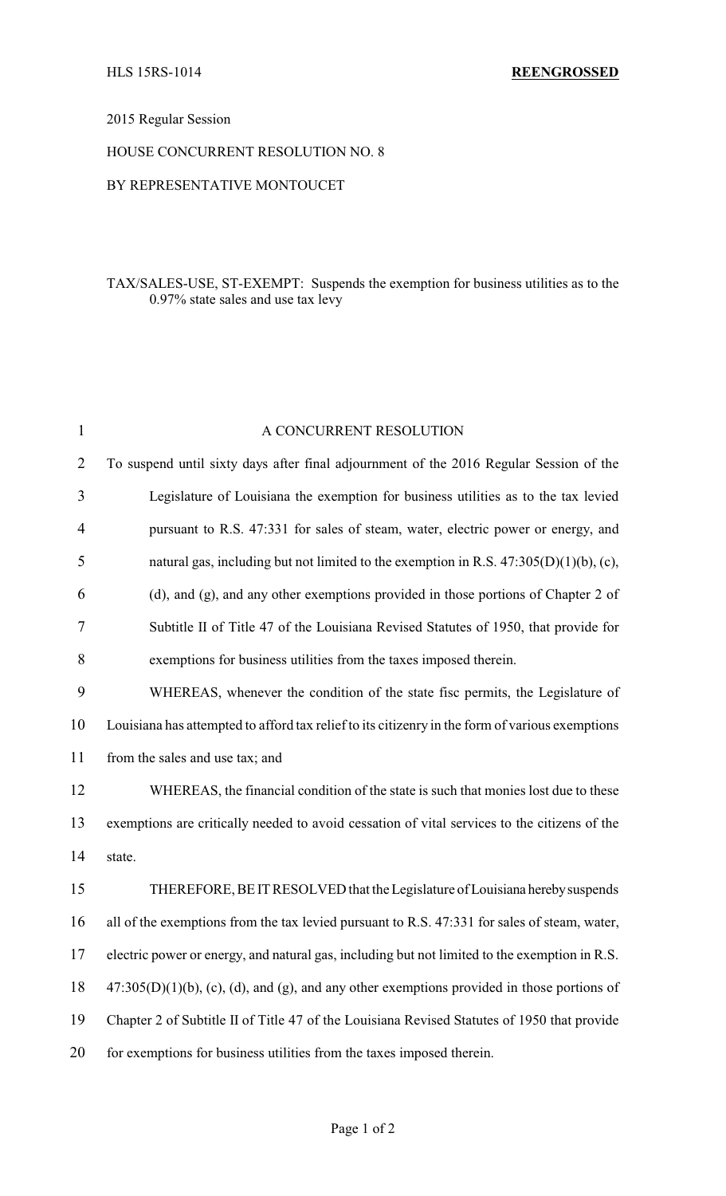HLS 15RS-1014 **REENGROSSED**

2015 Regular Session

HOUSE CONCURRENT RESOLUTION NO. 8

BY REPRESENTATIVE MONTOUCET

TAX/SALES-USE, ST-EXEMPT: Suspends the exemption for business utilities as to the 0.97% state sales and use tax levy

A CONCURRENT RESOLUTION

To suspend until sixty days after final adjournment of the 2016 Regular Session of the Legislature of Louisiana the exemption for business utilities as to the tax levied pursuant to R.S. 47:331 for sales of steam, water, electric power or energy, and natural gas, including but not limited to the exemption in R.S. 47:305(D)(1)(b), (c), (d), and (g), and any other exemptions provided in those portions of Chapter 2 of Subtitle II of Title 47 of the Louisiana Revised Statutes of 1950, that provide for exemptions for business utilities from the taxes imposed therein.

WHEREAS, whenever the condition of the state fisc permits, the Legislature of Louisiana has attempted to afford tax relief to its citizenry in the form of various exemptions from the sales and use tax; and

WHEREAS, the financial condition of the state is such that monies lost due to these exemptions are critically needed to avoid cessation of vital services to the citizens of the state.

THEREFORE, BE IT RESOLVED that the Legislature of Louisiana hereby suspends all of the exemptions from the tax levied pursuant to R.S. 47:331 for sales of steam, water, electric power or energy, and natural gas, including but not limited to the exemption in R.S. 47:305(D)(1)(b), (c), (d), and (g), and any other exemptions provided in those portions of Chapter 2 of Subtitle II of Title 47 of the Louisiana Revised Statutes of 1950 that provide for exemptions for business utilities from the taxes imposed therein.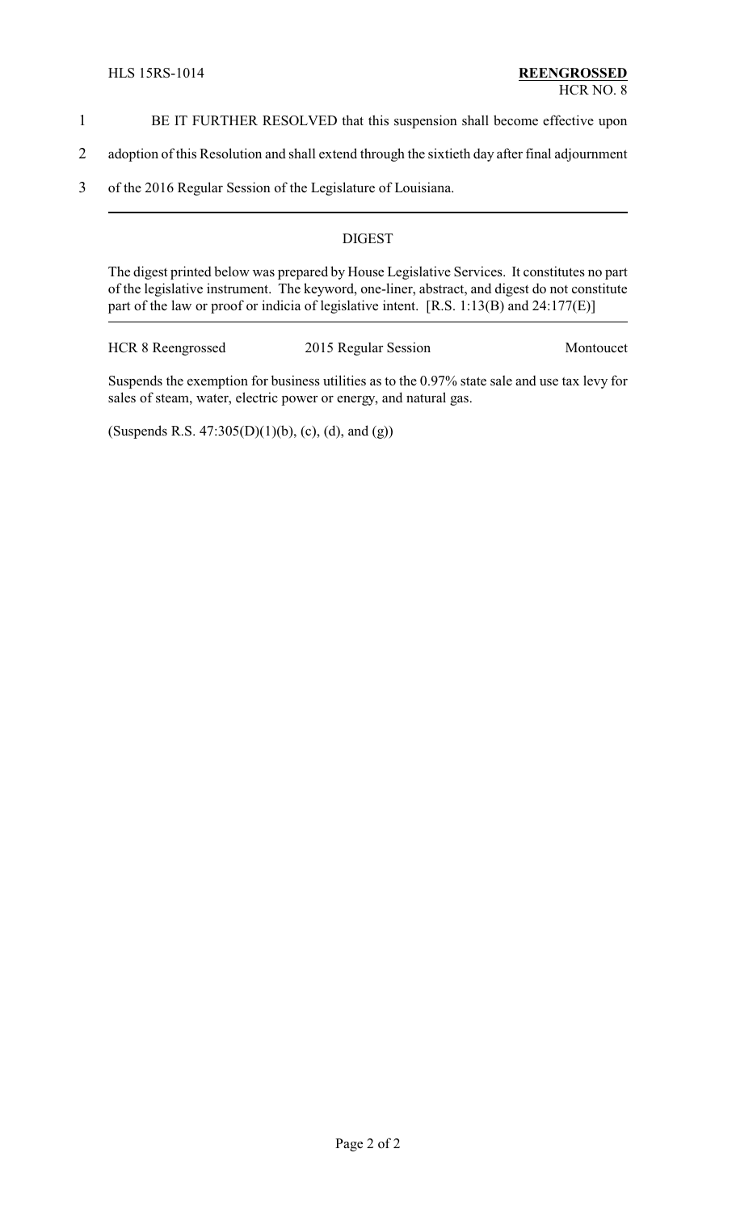BE IT FURTHER RESOLVED that this suspension shall become effective upon adoption of this Resolution and shall extend through the sixtieth day after final adjournment of the 2016 Regular Session of the Legislature of Louisiana.

---

## DIGEST

The digest printed below was prepared by House Legislative Services. It constitutes no part of the legislative instrument. The keyword, one-liner, abstract, and digest do not constitute part of the law or proof or indicia of legislative intent. [R.S. 1:13(B) and 24:177(E)]

---

HCR 8 Reengrossed 2015 Regular Session Montoucet

Suspends the exemption for business utilities as to the 0.97% state sale and use tax levy for sales of steam, water, electric power or energy, and natural gas.

(Suspends R.S. 47:305(D)(1)(b), (c), (d), and (g))